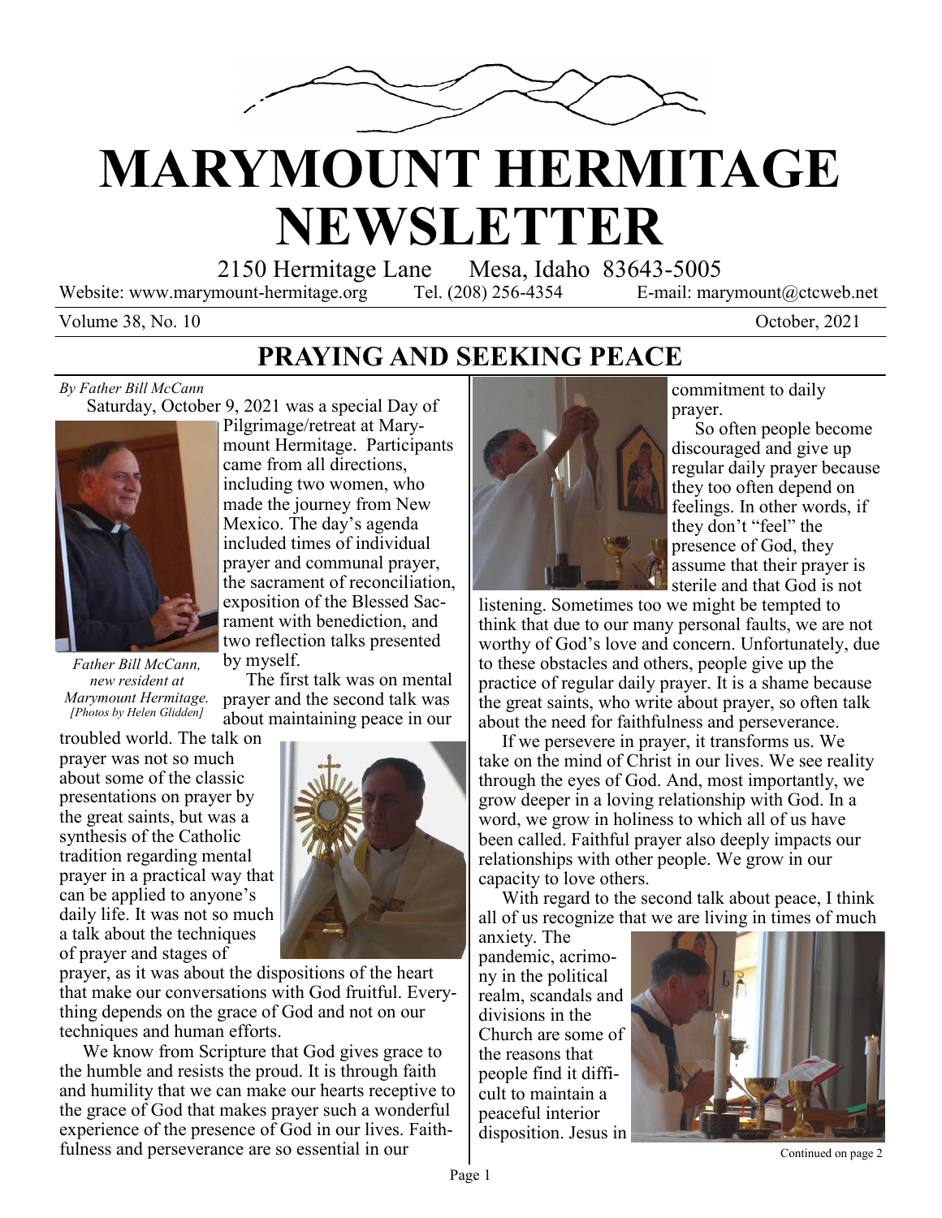# MARYMOUNT HERMITAGE NEWSLETTER

2150 Hermitage Lane Mesa, Idaho 83643-5005

Website: www.marymount-hermitage.org Tel. (208) 256-4354 E-mail: marymount@ctcweb.net

Volume 38, No. 10 October, 2021

## PRAYING AND SEEKING PEACE

*By Father Bill McCann*

Saturday, October 9, 2021 was a special Day of Pilgrimage/retreat at Marymount Hermitage. Participants came from all directions, including two women, who made the journey from New Mexico. The day's agenda included times of individual prayer and communal prayer, the sacrament of reconciliation, exposition of the Blessed Sacrament with benediction, and two reflection talks presented by myself.

*Father Bill McCann, new resident at Marymount Hermitage. [Photos by Helen Glidden]*

The first talk was on mental prayer and the second talk was about maintaining peace in our troubled world. The talk on prayer was not so much about some of the classic presentations on prayer by the great saints, but was a synthesis of the Catholic tradition regarding mental prayer in a practical way that can be applied to anyone's daily life. It was not so much a talk about the techniques of prayer and stages of prayer, as it was about the dispositions of the heart that make our conversations with God fruitful. Everything depends on the grace of God and not on our techniques and human efforts.

We know from Scripture that God gives grace to the humble and resists the proud. It is through faith and humility that we can make our hearts receptive to the grace of God that makes prayer such a wonderful experience of the presence of God in our lives. Faithfulness and perseverance are so essential in our commitment to daily prayer.

So often people become discouraged and give up regular daily prayer because they too often depend on feelings. In other words, if they don't "feel" the presence of God, they assume that their prayer is sterile and that God is not listening. Sometimes too we might be tempted to think that due to our many personal faults, we are not worthy of God's love and concern. Unfortunately, due to these obstacles and others, people give up the practice of regular daily prayer. It is a shame because the great saints, who write about prayer, so often talk about the need for faithfulness and perseverance.

If we persevere in prayer, it transforms us. We take on the mind of Christ in our lives. We see reality through the eyes of God. And, most importantly, we grow deeper in a loving relationship with God. In a word, we grow in holiness to which all of us have been called. Faithful prayer also deeply impacts our relationships with other people. We grow in our capacity to love others.

With regard to the second talk about peace, I think all of us recognize that we are living in times of much anxiety. The pandemic, acrimony in the political realm, scandals and divisions in the Church are some of the reasons that people find it difficult to maintain a peaceful interior disposition. Jesus in

Continued on page 2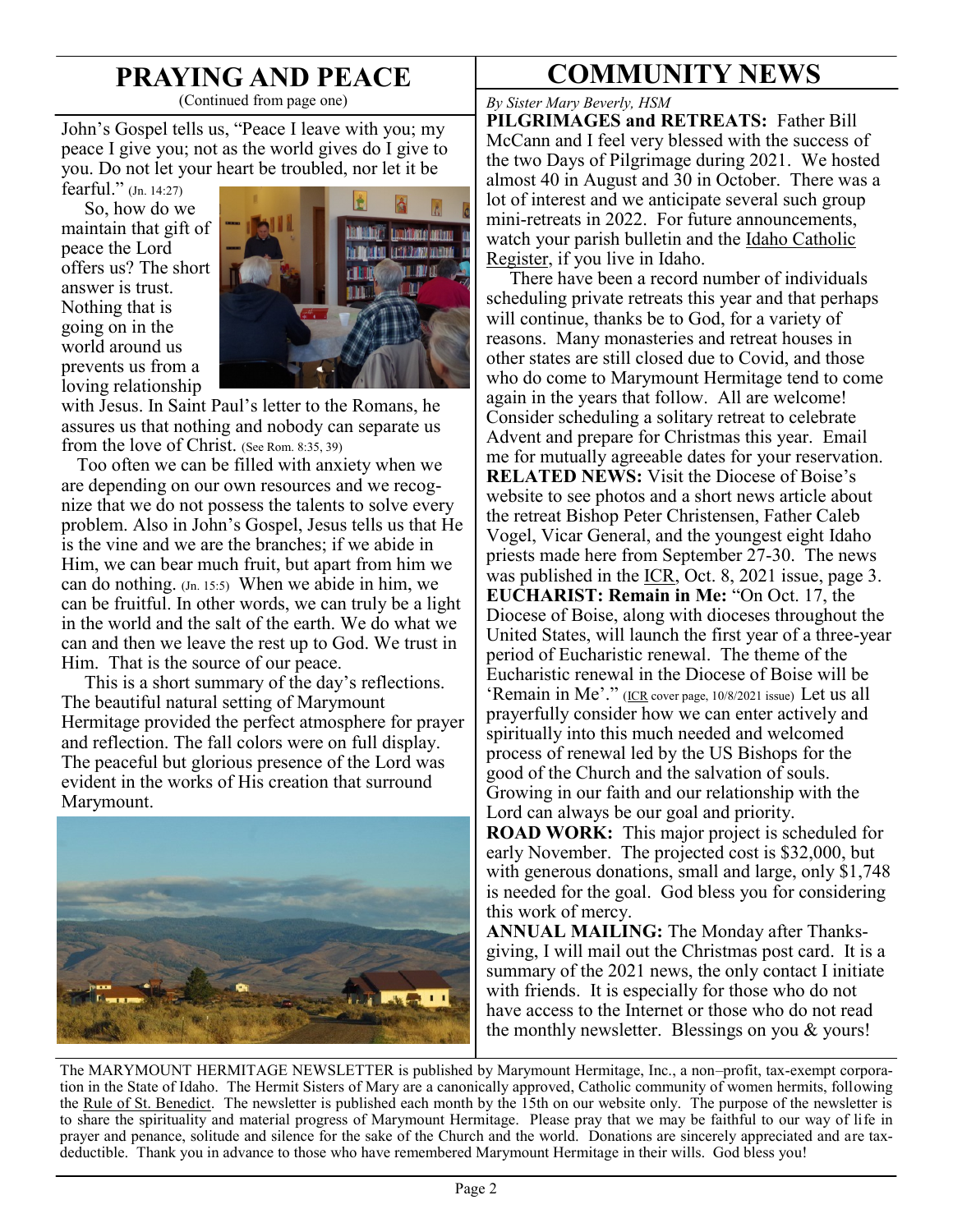## PRAYING AND PEACE

(Continued from page one)

John's Gospel tells us, "Peace I leave with you; my peace I give you; not as the world gives do I give to you. Do not let your heart be troubled, nor let it be fearful." (Jn. 14:27)

So, how do we maintain that gift of peace the Lord offers us? The short answer is trust. Nothing that is going on in the world around us prevents us from a loving relationship with Jesus. In Saint Paul's letter to the Romans, he assures us that nothing and nobody can separate us from the love of Christ. (See Rom. 8:35, 39)

Too often we can be filled with anxiety when we are depending on our own resources and we recognize that we do not possess the talents to solve every problem. Also in John's Gospel, Jesus tells us that He is the vine and we are the branches; if we abide in Him, we can bear much fruit, but apart from him we can do nothing. (Jn. 15:5) When we abide in him, we can be fruitful. In other words, we can truly be a light in the world and the salt of the earth. We do what we can and then we leave the rest up to God. We trust in Him. That is the source of our peace.

This is a short summary of the day's reflections. The beautiful natural setting of Marymount Hermitage provided the perfect atmosphere for prayer and reflection. The fall colors were on full display. The peaceful but glorious presence of the Lord was evident in the works of His creation that surround Marymount.

## COMMUNITY NEWS

*By Sister Mary Beverly, HSM*

**PILGRIMAGES and RETREATS:** Father Bill McCann and I feel very blessed with the success of the two Days of Pilgrimage during 2021. We hosted almost 40 in August and 30 in October. There was a lot of interest and we anticipate several such group mini-retreats in 2022. For future announcements, watch your parish bulletin and the Idaho Catholic Register, if you live in Idaho.

There have been a record number of individuals scheduling private retreats this year and that perhaps will continue, thanks be to God, for a variety of reasons. Many monasteries and retreat houses in other states are still closed due to Covid, and those who do come to Marymount Hermitage tend to come again in the years that follow. All are welcome! Consider scheduling a solitary retreat to celebrate Advent and prepare for Christmas this year. Email me for mutually agreeable dates for your reservation.

**RELATED NEWS:** Visit the Diocese of Boise's website to see photos and a short news article about the retreat Bishop Peter Christensen, Father Caleb Vogel, Vicar General, and the youngest eight Idaho priests made here from September 27-30. The news was published in the ICR, Oct. 8, 2021 issue, page 3.

**EUCHARIST: Remain in Me:** "On Oct. 17, the Diocese of Boise, along with dioceses throughout the United States, will launch the first year of a three-year period of Eucharistic renewal. The theme of the Eucharistic renewal in the Diocese of Boise will be 'Remain in Me'." (ICR cover page, 10/8/2021 issue) Let us all prayerfully consider how we can enter actively and spiritually into this much needed and welcomed process of renewal led by the US Bishops for the good of the Church and the salvation of souls. Growing in our faith and our relationship with the Lord can always be our goal and priority.

**ROAD WORK:** This major project is scheduled for early November. The projected cost is $32,000, but with generous donations, small and large, only $1,748 is needed for the goal. God bless you for considering this work of mercy.

**ANNUAL MAILING:** The Monday after Thanksgiving, I will mail out the Christmas post card. It is a summary of the 2021 news, the only contact I initiate with friends. It is especially for those who do not have access to the Internet or those who do not read the monthly newsletter. Blessings on you & yours!

The MARYMOUNT HERMITAGE NEWSLETTER is published by Marymount Hermitage, Inc., a non–profit, tax-exempt corporation in the State of Idaho. The Hermit Sisters of Mary are a canonically approved, Catholic community of women hermits, following the Rule of St. Benedict. The newsletter is published each month by the 15th on our website only. The purpose of the newsletter is to share the spirituality and material progress of Marymount Hermitage. Please pray that we may be faithful to our way of life in prayer and penance, solitude and silence for the sake of the Church and the world. Donations are sincerely appreciated and are tax-deductible. Thank you in advance to those who have remembered Marymount Hermitage in their wills. God bless you!